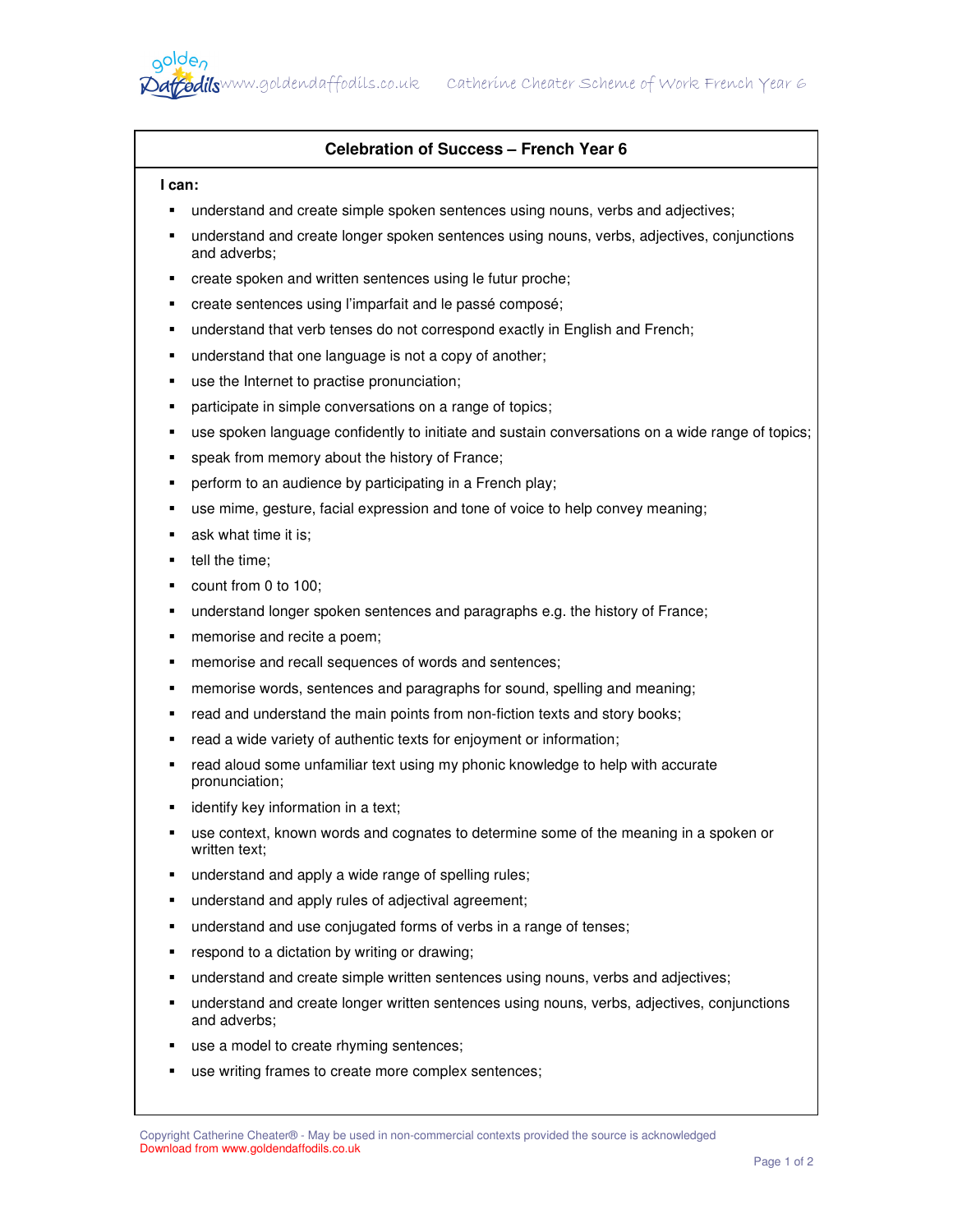## Celebration of Success – French Year 6

**I can:**

- understand and create simple spoken sentences using nouns, verbs and adjectives;
- understand and create longer spoken sentences using nouns, verbs, adjectives, conjunctions and adverbs;
- create spoken and written sentences using le futur proche;
- create sentences using l'imparfait and le passé composé;
- understand that verb tenses do not correspond exactly in English and French;
- understand that one language is not a copy of another;
- use the Internet to practise pronunciation;
- participate in simple conversations on a range of topics;
- use spoken language confidently to initiate and sustain conversations on a wide range of topics;
- speak from memory about the history of France;
- perform to an audience by participating in a French play;
- use mime, gesture, facial expression and tone of voice to help convey meaning;
- ask what time it is;
- tell the time;
- count from 0 to 100;
- understand longer spoken sentences and paragraphs e.g. the history of France;
- memorise and recite a poem;
- memorise and recall sequences of words and sentences;
- memorise words, sentences and paragraphs for sound, spelling and meaning;
- read and understand the main points from non-fiction texts and story books;
- read a wide variety of authentic texts for enjoyment or information;
- read aloud some unfamiliar text using my phonic knowledge to help with accurate pronunciation;
- identify key information in a text;
- use context, known words and cognates to determine some of the meaning in a spoken or written text;
- understand and apply a wide range of spelling rules;
- understand and apply rules of adjectival agreement;
- understand and use conjugated forms of verbs in a range of tenses;
- respond to a dictation by writing or drawing;
- understand and create simple written sentences using nouns, verbs and adjectives;
- understand and create longer written sentences using nouns, verbs, adjectives, conjunctions and adverbs;
- use a model to create rhyming sentences;
- use writing frames to create more complex sentences;

Copyright Catherine Cheater® - May be used in non-commercial contexts provided the source is acknowledged
Download from www.goldendaffodils.co.uk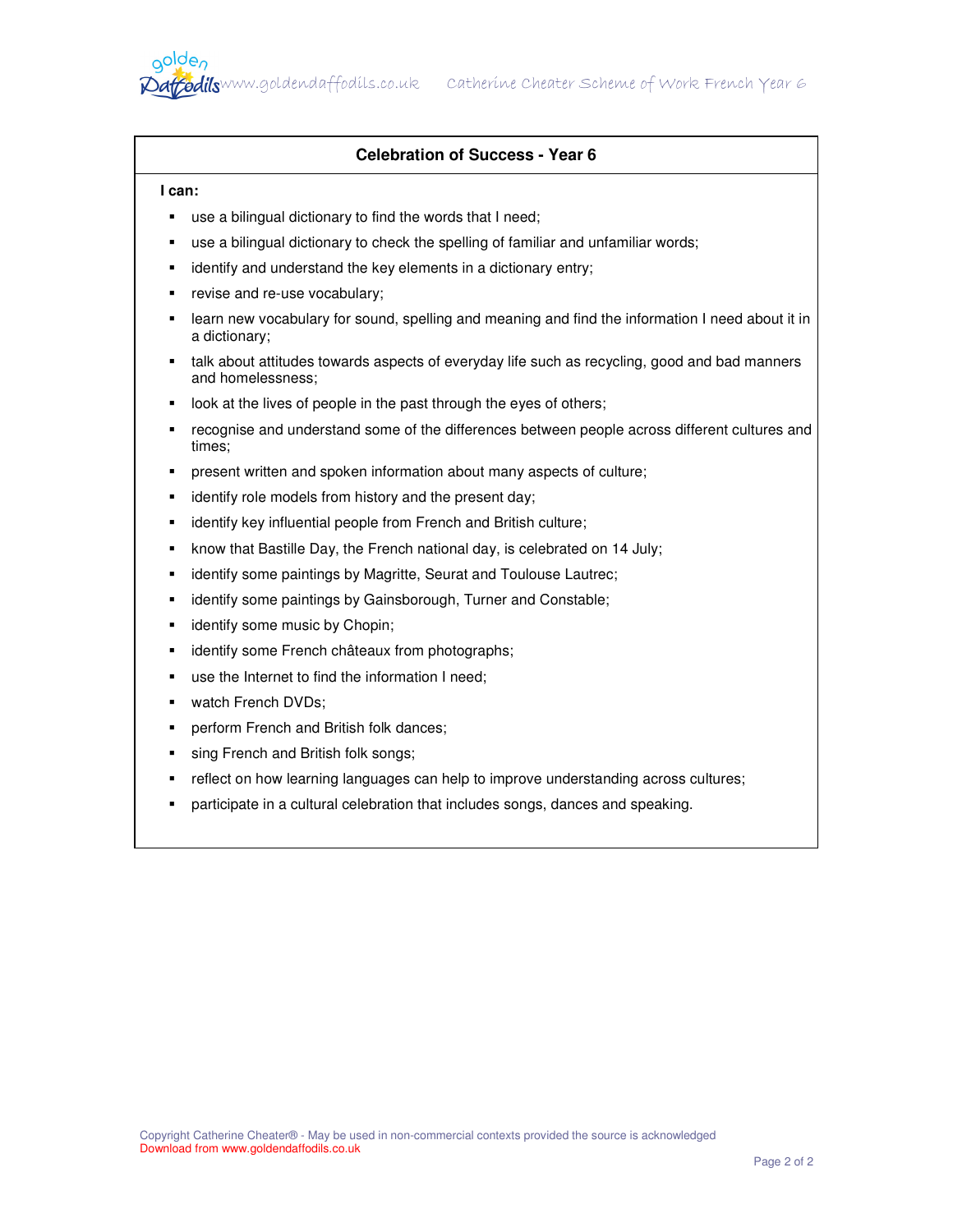## Celebration of Success - Year 6

**I can:**

- use a bilingual dictionary to find the words that I need;
- use a bilingual dictionary to check the spelling of familiar and unfamiliar words;
- identify and understand the key elements in a dictionary entry;
- revise and re-use vocabulary;
- learn new vocabulary for sound, spelling and meaning and find the information I need about it in a dictionary;
- talk about attitudes towards aspects of everyday life such as recycling, good and bad manners and homelessness;
- look at the lives of people in the past through the eyes of others;
- recognise and understand some of the differences between people across different cultures and times;
- present written and spoken information about many aspects of culture;
- identify role models from history and the present day;
- identify key influential people from French and British culture;
- know that Bastille Day, the French national day, is celebrated on 14 July;
- identify some paintings by Magritte, Seurat and Toulouse Lautrec;
- identify some paintings by Gainsborough, Turner and Constable;
- identify some music by Chopin;
- identify some French châteaux from photographs;
- use the Internet to find the information I need;
- watch French DVDs;
- perform French and British folk dances;
- sing French and British folk songs;
- reflect on how learning languages can help to improve understanding across cultures;
- participate in a cultural celebration that includes songs, dances and speaking.

Copyright Catherine Cheater® - May be used in non-commercial contexts provided the source is acknowledged
Download from www.goldendaffodils.co.uk